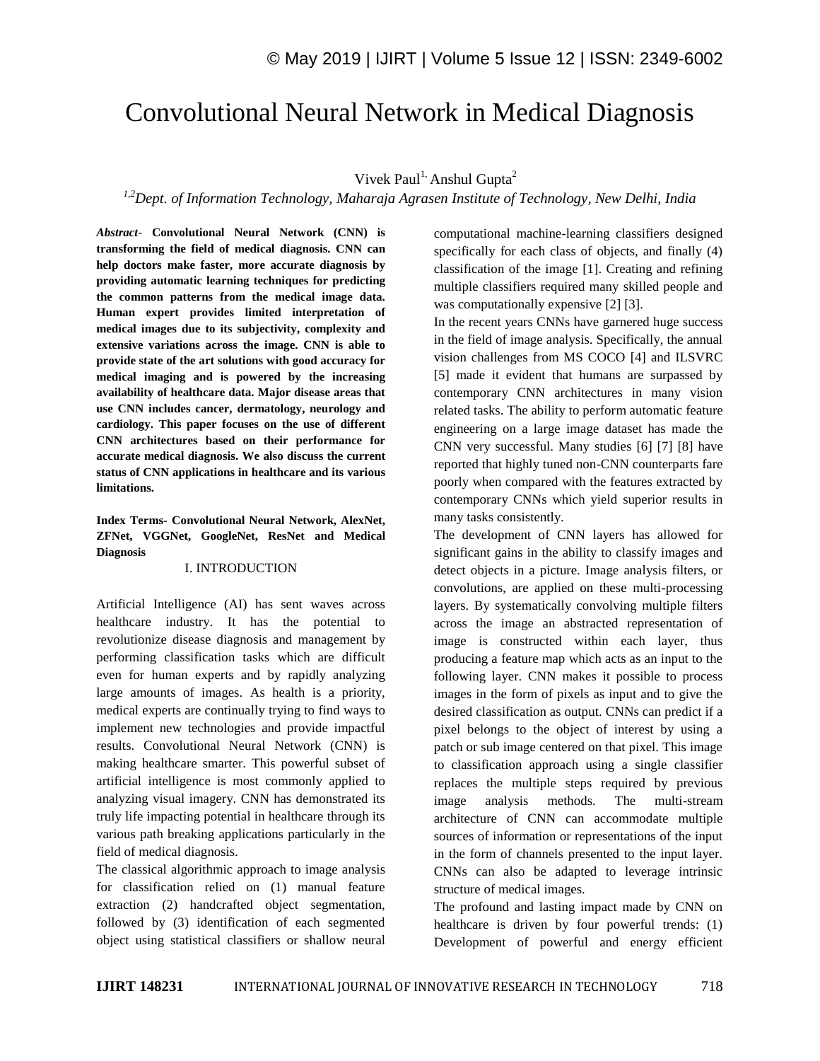# Convolutional Neural Network in Medical Diagnosis

Vivek Paul[1], Anshul Gupta[2]

[1,2]*Dept. of Information Technology, Maharaja Agrasen Institute of Technology, New Delhi, India*

***Abstract-*** **Convolutional Neural Network (CNN) is transforming the field of medical diagnosis. CNN can help doctors make faster, more accurate diagnosis by providing automatic learning techniques for predicting the common patterns from the medical image data. Human expert provides limited interpretation of medical images due to its subjectivity, complexity and extensive variations across the image. CNN is able to provide state of the art solutions with good accuracy for medical imaging and is powered by the increasing availability of healthcare data. Major disease areas that use CNN includes cancer, dermatology, neurology and cardiology. This paper focuses on the use of different CNN architectures based on their performance for accurate medical diagnosis. We also discuss the current status of CNN applications in healthcare and its various limitations.**

**Index Terms- Convolutional Neural Network, AlexNet, ZFNet, VGGNet, GoogleNet, ResNet and Medical Diagnosis**

## I. INTRODUCTION

Artificial Intelligence (AI) has sent waves across healthcare industry. It has the potential to revolutionize disease diagnosis and management by performing classification tasks which are difficult even for human experts and by rapidly analyzing large amounts of images. As health is a priority, medical experts are continually trying to find ways to implement new technologies and provide impactful results. Convolutional Neural Network (CNN) is making healthcare smarter. This powerful subset of artificial intelligence is most commonly applied to analyzing visual imagery. CNN has demonstrated its truly life impacting potential in healthcare through its various path breaking applications particularly in the field of medical diagnosis.

The classical algorithmic approach to image analysis for classification relied on (1) manual feature extraction (2) handcrafted object segmentation, followed by (3) identification of each segmented object using statistical classifiers or shallow neural computational machine-learning classifiers designed specifically for each class of objects, and finally (4) classification of the image [1]. Creating and refining multiple classifiers required many skilled people and was computationally expensive [2] [3].

In the recent years CNNs have garnered huge success in the field of image analysis. Specifically, the annual vision challenges from MS COCO [4] and ILSVRC [5] made it evident that humans are surpassed by contemporary CNN architectures in many vision related tasks. The ability to perform automatic feature engineering on a large image dataset has made the CNN very successful. Many studies [6] [7] [8] have reported that highly tuned non-CNN counterparts fare poorly when compared with the features extracted by contemporary CNNs which yield superior results in many tasks consistently.

The development of CNN layers has allowed for significant gains in the ability to classify images and detect objects in a picture. Image analysis filters, or convolutions, are applied on these multi-processing layers. By systematically convolving multiple filters across the image an abstracted representation of image is constructed within each layer, thus producing a feature map which acts as an input to the following layer. CNN makes it possible to process images in the form of pixels as input and to give the desired classification as output. CNNs can predict if a pixel belongs to the object of interest by using a patch or sub image centered on that pixel. This image to classification approach using a single classifier replaces the multiple steps required by previous image analysis methods. The multi-stream architecture of CNN can accommodate multiple sources of information or representations of the input in the form of channels presented to the input layer. CNNs can also be adapted to leverage intrinsic structure of medical images.

The profound and lasting impact made by CNN on healthcare is driven by four powerful trends: (1) Development of powerful and energy efficient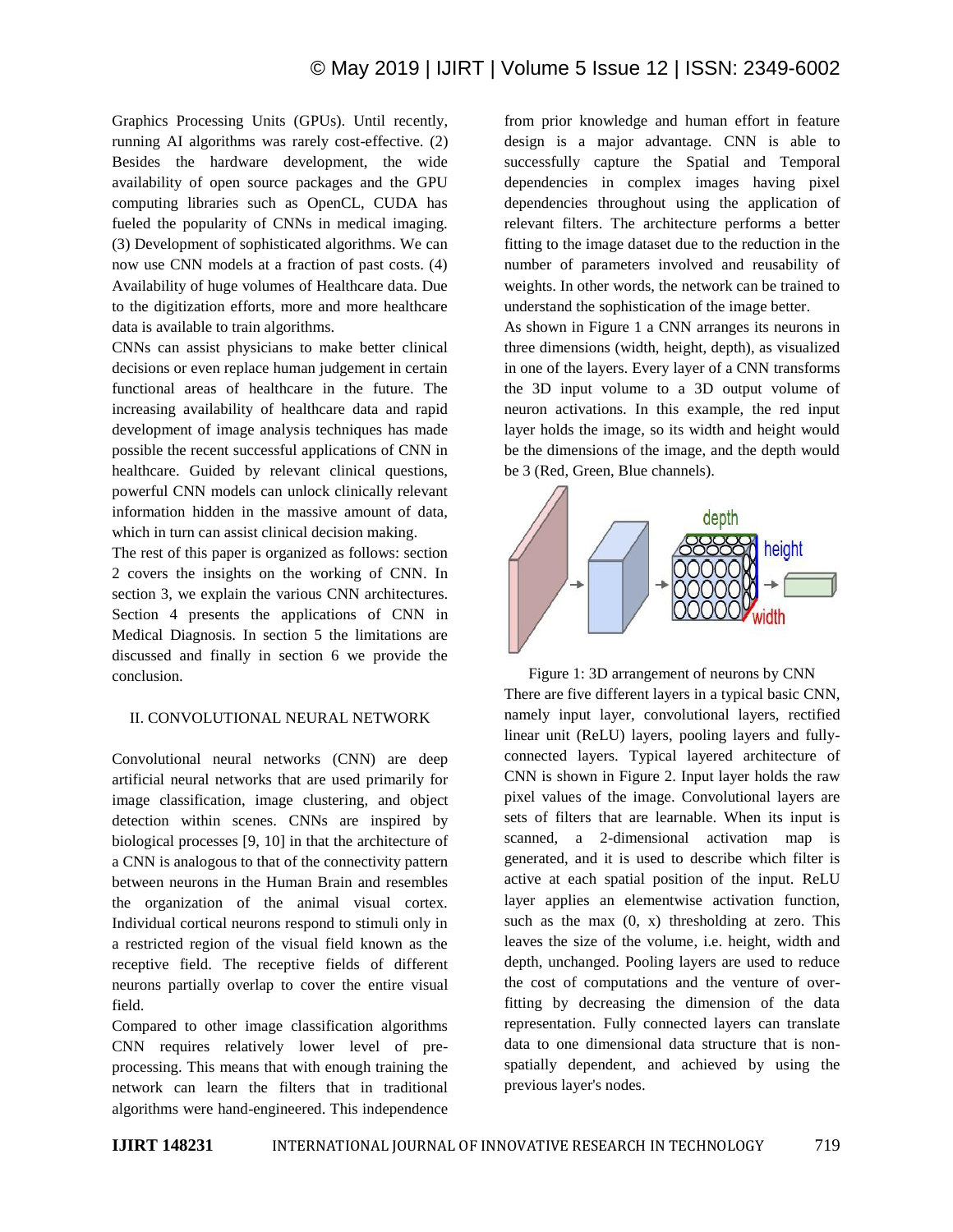Graphics Processing Units (GPUs). Until recently, running AI algorithms was rarely cost-effective. (2) Besides the hardware development, the wide availability of open source packages and the GPU computing libraries such as OpenCL, CUDA has fueled the popularity of CNNs in medical imaging. (3) Development of sophisticated algorithms. We can now use CNN models at a fraction of past costs. (4) Availability of huge volumes of Healthcare data. Due to the digitization efforts, more and more healthcare data is available to train algorithms.

CNNs can assist physicians to make better clinical decisions or even replace human judgement in certain functional areas of healthcare in the future. The increasing availability of healthcare data and rapid development of image analysis techniques has made possible the recent successful applications of CNN in healthcare. Guided by relevant clinical questions, powerful CNN models can unlock clinically relevant information hidden in the massive amount of data, which in turn can assist clinical decision making.

The rest of this paper is organized as follows: section 2 covers the insights on the working of CNN. In section 3, we explain the various CNN architectures. Section 4 presents the applications of CNN in Medical Diagnosis. In section 5 the limitations are discussed and finally in section 6 we provide the conclusion.

## II. CONVOLUTIONAL NEURAL NETWORK

Convolutional neural networks (CNN) are deep artificial neural networks that are used primarily for image classification, image clustering, and object detection within scenes. CNNs are inspired by biological processes [9, 10] in that the architecture of a CNN is analogous to that of the connectivity pattern between neurons in the Human Brain and resembles the organization of the animal visual cortex. Individual cortical neurons respond to stimuli only in a restricted region of the visual field known as the receptive field. The receptive fields of different neurons partially overlap to cover the entire visual field.

Compared to other image classification algorithms CNN requires relatively lower level of pre-processing. This means that with enough training the network can learn the filters that in traditional algorithms were hand-engineered. This independence from prior knowledge and human effort in feature design is a major advantage. CNN is able to successfully capture the Spatial and Temporal dependencies in complex images having pixel dependencies throughout using the application of relevant filters. The architecture performs a better fitting to the image dataset due to the reduction in the number of parameters involved and reusability of weights. In other words, the network can be trained to understand the sophistication of the image better.

As shown in Figure 1 a CNN arranges its neurons in three dimensions (width, height, depth), as visualized in one of the layers. Every layer of a CNN transforms the 3D input volume to a 3D output volume of neuron activations. In this example, the red input layer holds the image, so its width and height would be the dimensions of the image, and the depth would be 3 (Red, Green, Blue channels).

Figure 1: 3D arrangement of neurons by CNN

There are five different layers in a typical basic CNN, namely input layer, convolutional layers, rectified linear unit (ReLU) layers, pooling layers and fully-connected layers. Typical layered architecture of CNN is shown in Figure 2. Input layer holds the raw pixel values of the image. Convolutional layers are sets of filters that are learnable. When its input is scanned, a 2-dimensional activation map is generated, and it is used to describe which filter is active at each spatial position of the input. ReLU layer applies an elementwise activation function, such as the max (0, x) thresholding at zero. This leaves the size of the volume, i.e. height, width and depth, unchanged. Pooling layers are used to reduce the cost of computations and the venture of over-fitting by decreasing the dimension of the data representation. Fully connected layers can translate data to one dimensional data structure that is non-spatially dependent, and achieved by using the previous layer's nodes.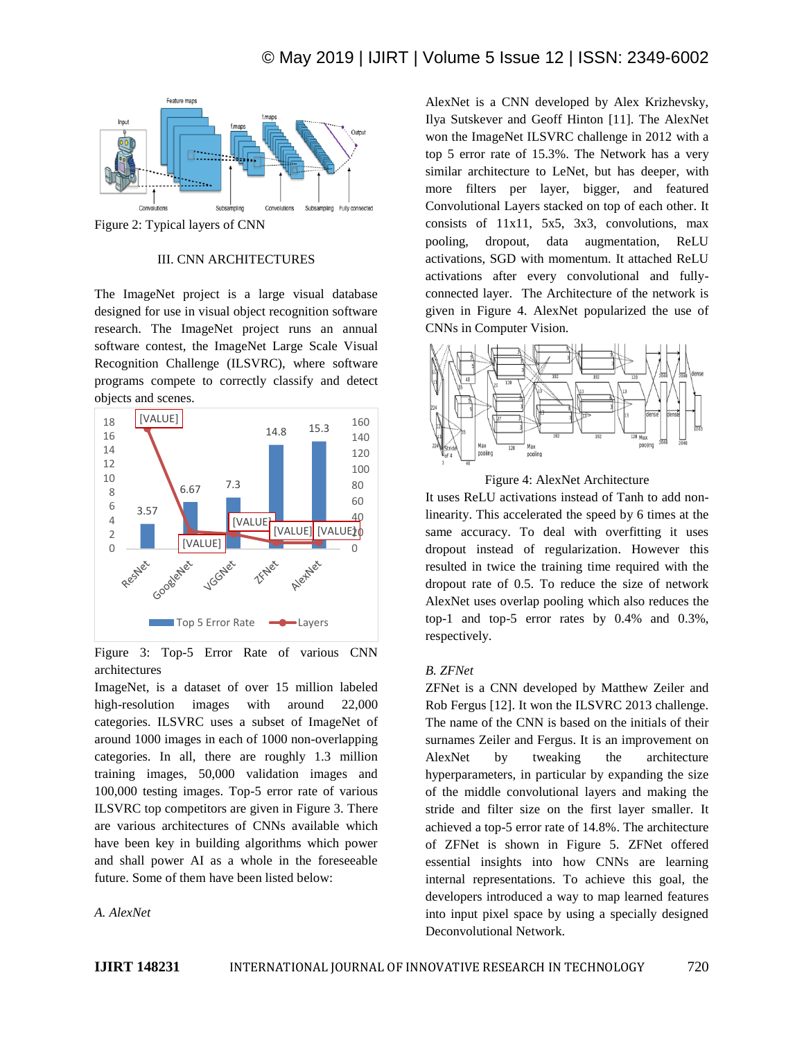Figure 2: Typical layers of CNN

## III. CNN ARCHITECTURES

The ImageNet project is a large visual database designed for use in visual object recognition software research. The ImageNet project runs an annual software contest, the ImageNet Large Scale Visual Recognition Challenge (ILSVRC), where software programs compete to correctly classify and detect objects and scenes.

Figure 3: Top-5 Error Rate of various CNN architectures

ImageNet, is a dataset of over 15 million labeled high-resolution images with around 22,000 categories. ILSVRC uses a subset of ImageNet of around 1000 images in each of 1000 non-overlapping categories. In all, there are roughly 1.3 million training images, 50,000 validation images and 100,000 testing images. Top-5 error rate of various ILSVRC top competitors are given in Figure 3. There are various architectures of CNNs available which have been key in building algorithms which power and shall power AI as a whole in the foreseeable future. Some of them have been listed below:

### *A. AlexNet*

AlexNet is a CNN developed by Alex Krizhevsky, Ilya Sutskever and Geoff Hinton [11]. The AlexNet won the ImageNet ILSVRC challenge in 2012 with a top 5 error rate of 15.3%. The Network has a very similar architecture to LeNet, but has deeper, with more filters per layer, bigger, and featured Convolutional Layers stacked on top of each other. It consists of 11x11, 5x5, 3x3, convolutions, max pooling, dropout, data augmentation, ReLU activations, SGD with momentum. It attached ReLU activations after every convolutional and fully-connected layer. The Architecture of the network is given in Figure 4. AlexNet popularized the use of CNNs in Computer Vision.

Figure 4: AlexNet Architecture

It uses ReLU activations instead of Tanh to add non-linearity. This accelerated the speed by 6 times at the same accuracy. To deal with overfitting it uses dropout instead of regularization. However this resulted in twice the training time required with the dropout rate of 0.5. To reduce the size of network AlexNet uses overlap pooling which also reduces the top-1 and top-5 error rates by 0.4% and 0.3%, respectively.

### *B. ZFNet*

ZFNet is a CNN developed by Matthew Zeiler and Rob Fergus [12]. It won the ILSVRC 2013 challenge. The name of the CNN is based on the initials of their surnames Zeiler and Fergus. It is an improvement on AlexNet by tweaking the architecture hyperparameters, in particular by expanding the size of the middle convolutional layers and making the stride and filter size on the first layer smaller. It achieved a top-5 error rate of 14.8%. The architecture of ZFNet is shown in Figure 5. ZFNet offered essential insights into how CNNs are learning internal representations. To achieve this goal, the developers introduced a way to map learned features into input pixel space by using a specially designed Deconvolutional Network.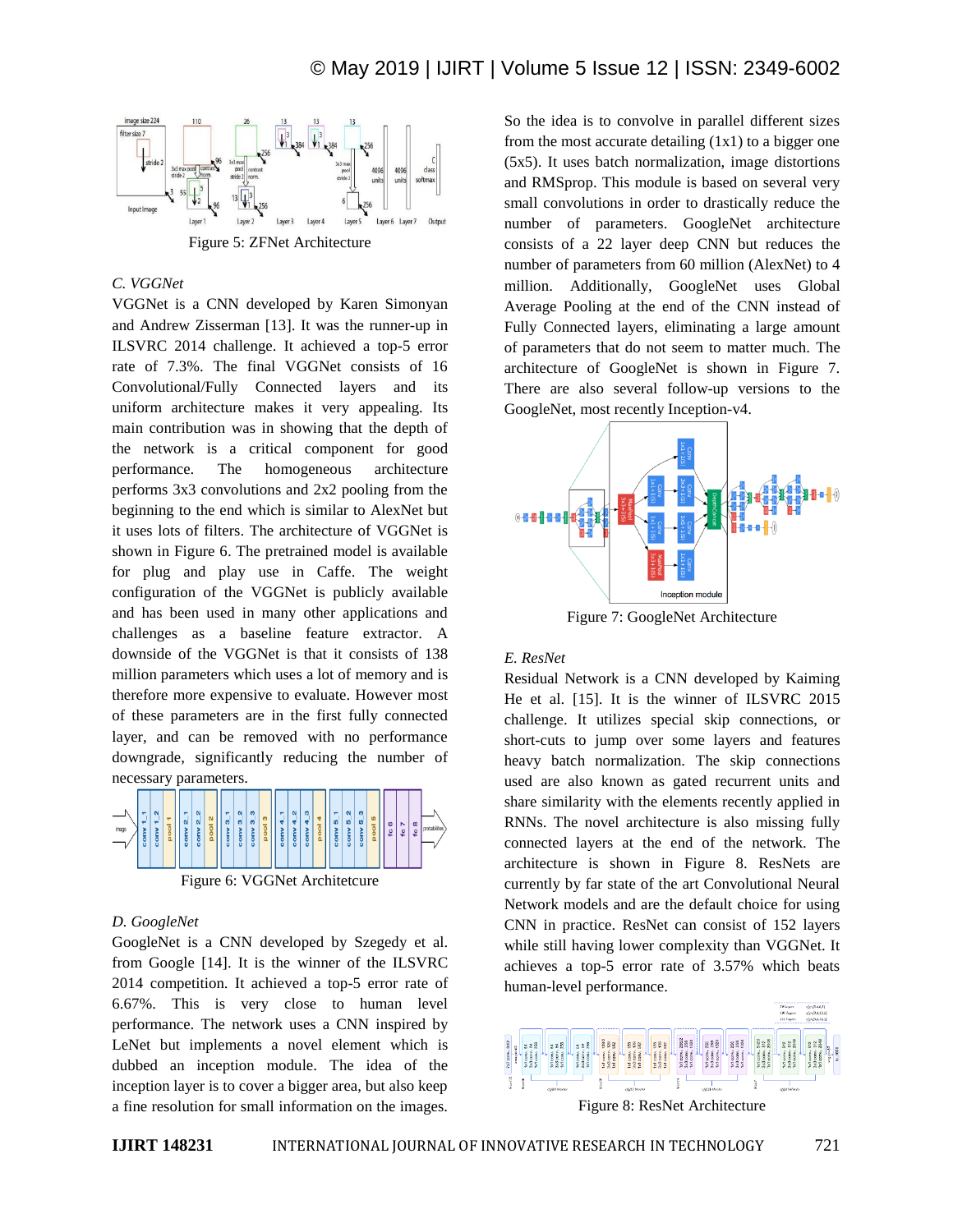Figure 5: ZFNet Architecture

*C. VGGNet*

VGGNet is a CNN developed by Karen Simonyan and Andrew Zisserman [13]. It was the runner-up in ILSVRC 2014 challenge. It achieved a top-5 error rate of 7.3%. The final VGGNet consists of 16 Convolutional/Fully Connected layers and its uniform architecture makes it very appealing. Its main contribution was in showing that the depth of the network is a critical component for good performance. The homogeneous architecture performs 3x3 convolutions and 2x2 pooling from the beginning to the end which is similar to AlexNet but it uses lots of filters. The architecture of VGGNet is shown in Figure 6. The pretrained model is available for plug and play use in Caffe. The weight configuration of the VGGNet is publicly available and has been used in many other applications and challenges as a baseline feature extractor. A downside of the VGGNet is that it consists of 138 million parameters which uses a lot of memory and is therefore more expensive to evaluate. However most of these parameters are in the first fully connected layer, and can be removed with no performance downgrade, significantly reducing the number of necessary parameters.

Figure 6: VGGNet Architetcure

*D. GoogleNet*

GoogleNet is a CNN developed by Szegedy et al. from Google [14]. It is the winner of the ILSVRC 2014 competition. It achieved a top-5 error rate of 6.67%. This is very close to human level performance. The network uses a CNN inspired by LeNet but implements a novel element which is dubbed an inception module. The idea of the inception layer is to cover a bigger area, but also keep a fine resolution for small information on the images. So the idea is to convolve in parallel different sizes from the most accurate detailing (1x1) to a bigger one (5x5). It uses batch normalization, image distortions and RMSprop. This module is based on several very small convolutions in order to drastically reduce the number of parameters. GoogleNet architecture consists of a 22 layer deep CNN but reduces the number of parameters from 60 million (AlexNet) to 4 million. Additionally, GoogleNet uses Global Average Pooling at the end of the CNN instead of Fully Connected layers, eliminating a large amount of parameters that do not seem to matter much. The architecture of GoogleNet is shown in Figure 7. There are also several follow-up versions to the GoogleNet, most recently Inception-v4.

Figure 7: GoogleNet Architecture

*E. ResNet*

Residual Network is a CNN developed by Kaiming He et al. [15]. It is the winner of ILSVRC 2015 challenge. It utilizes special skip connections, or short-cuts to jump over some layers and features heavy batch normalization. The skip connections used are also known as gated recurrent units and share similarity with the elements recently applied in RNNs. The novel architecture is also missing fully connected layers at the end of the network. The architecture is shown in Figure 8. ResNets are currently by far state of the art Convolutional Neural Network models and are the default choice for using CNN in practice. ResNet can consist of 152 layers while still having lower complexity than VGGNet. It achieves a top-5 error rate of 3.57% which beats human-level performance.

Figure 8: ResNet Architecture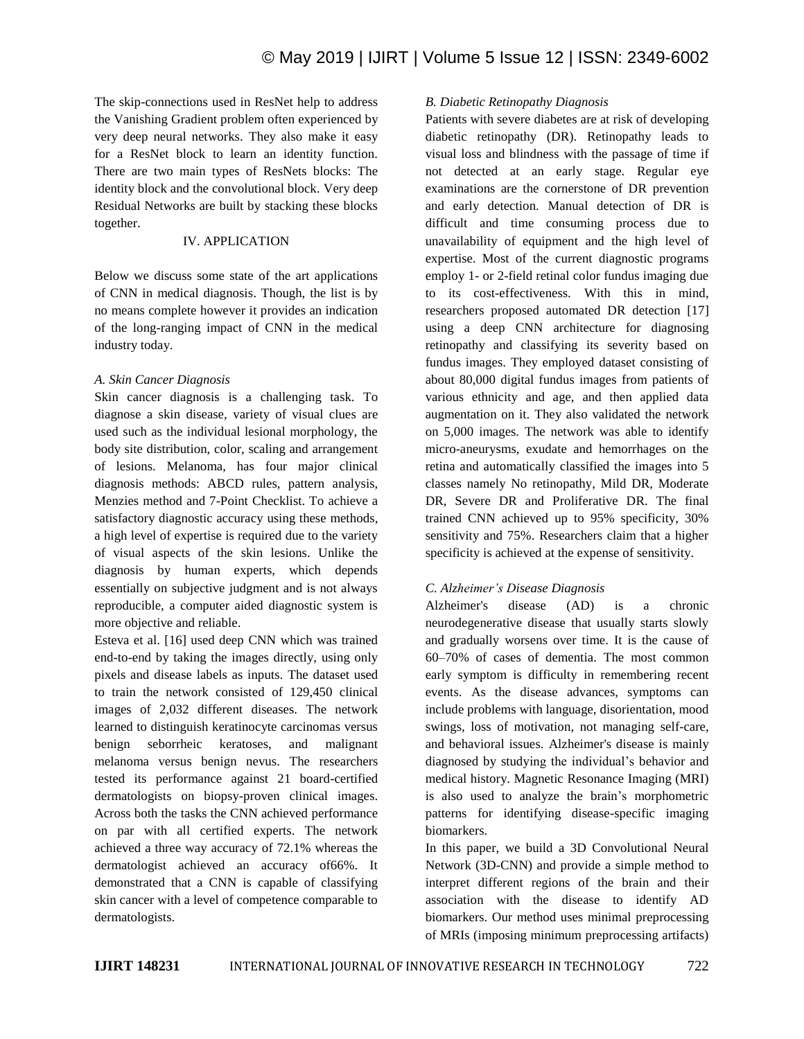The skip-connections used in ResNet help to address the Vanishing Gradient problem often experienced by very deep neural networks. They also make it easy for a ResNet block to learn an identity function. There are two main types of ResNets blocks: The identity block and the convolutional block. Very deep Residual Networks are built by stacking these blocks together.

## IV. APPLICATION

Below we discuss some state of the art applications of CNN in medical diagnosis. Though, the list is by no means complete however it provides an indication of the long-ranging impact of CNN in the medical industry today.

### *A. Skin Cancer Diagnosis*

Skin cancer diagnosis is a challenging task. To diagnose a skin disease, variety of visual clues are used such as the individual lesional morphology, the body site distribution, color, scaling and arrangement of lesions. Melanoma, has four major clinical diagnosis methods: ABCD rules, pattern analysis, Menzies method and 7-Point Checklist. To achieve a satisfactory diagnostic accuracy using these methods, a high level of expertise is required due to the variety of visual aspects of the skin lesions. Unlike the diagnosis by human experts, which depends essentially on subjective judgment and is not always reproducible, a computer aided diagnostic system is more objective and reliable.

Esteva et al. [16] used deep CNN which was trained end-to-end by taking the images directly, using only pixels and disease labels as inputs. The dataset used to train the network consisted of 129,450 clinical images of 2,032 different diseases. The network learned to distinguish keratinocyte carcinomas versus benign seborrheic keratoses, and malignant melanoma versus benign nevus. The researchers tested its performance against 21 board-certified dermatologists on biopsy-proven clinical images. Across both the tasks the CNN achieved performance on par with all certified experts. The network achieved a three way accuracy of 72.1% whereas the dermatologist achieved an accuracy of66%. It demonstrated that a CNN is capable of classifying skin cancer with a level of competence comparable to dermatologists.

### *B. Diabetic Retinopathy Diagnosis*

Patients with severe diabetes are at risk of developing diabetic retinopathy (DR). Retinopathy leads to visual loss and blindness with the passage of time if not detected at an early stage. Regular eye examinations are the cornerstone of DR prevention and early detection. Manual detection of DR is difficult and time consuming process due to unavailability of equipment and the high level of expertise. Most of the current diagnostic programs employ 1- or 2-field retinal color fundus imaging due to its cost-effectiveness. With this in mind, researchers proposed automated DR detection [17] using a deep CNN architecture for diagnosing retinopathy and classifying its severity based on fundus images. They employed dataset consisting of about 80,000 digital fundus images from patients of various ethnicity and age, and then applied data augmentation on it. They also validated the network on 5,000 images. The network was able to identify micro-aneurysms, exudate and hemorrhages on the retina and automatically classified the images into 5 classes namely No retinopathy, Mild DR, Moderate DR, Severe DR and Proliferative DR. The final trained CNN achieved up to 95% specificity, 30% sensitivity and 75%. Researchers claim that a higher specificity is achieved at the expense of sensitivity.

### *C. Alzheimer's Disease Diagnosis*

Alzheimer's disease (AD) is a chronic neurodegenerative disease that usually starts slowly and gradually worsens over time. It is the cause of 60–70% of cases of dementia. The most common early symptom is difficulty in remembering recent events. As the disease advances, symptoms can include problems with language, disorientation, mood swings, loss of motivation, not managing self-care, and behavioral issues. Alzheimer's disease is mainly diagnosed by studying the individual's behavior and medical history. Magnetic Resonance Imaging (MRI) is also used to analyze the brain's morphometric patterns for identifying disease-specific imaging biomarkers.

In this paper, we build a 3D Convolutional Neural Network (3D-CNN) and provide a simple method to interpret different regions of the brain and their association with the disease to identify AD biomarkers. Our method uses minimal preprocessing of MRIs (imposing minimum preprocessing artifacts)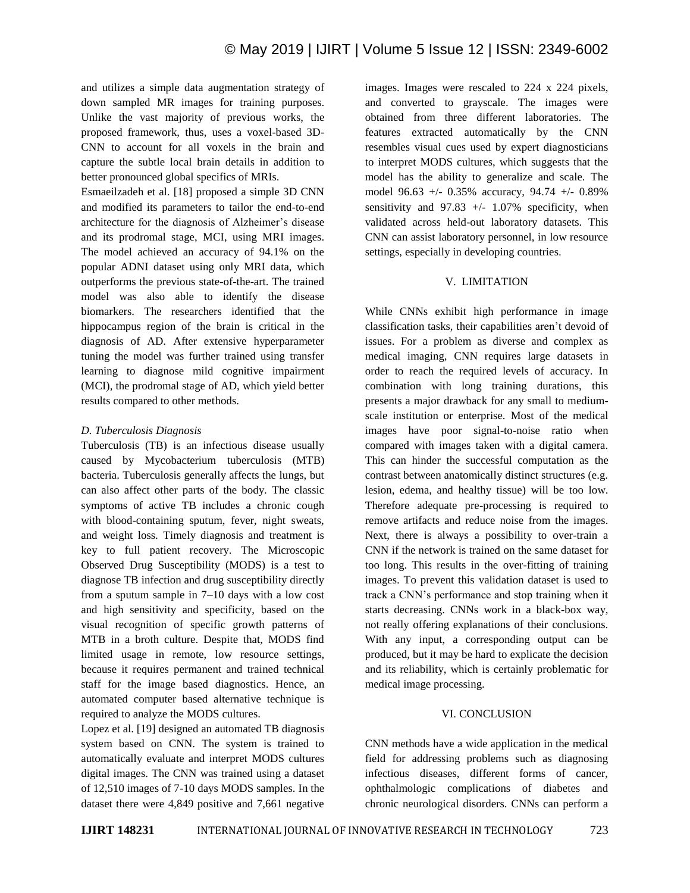and utilizes a simple data augmentation strategy of down sampled MR images for training purposes. Unlike the vast majority of previous works, the proposed framework, thus, uses a voxel-based 3D-CNN to account for all voxels in the brain and capture the subtle local brain details in addition to better pronounced global specifics of MRIs.

Esmaeilzadeh et al. [18] proposed a simple 3D CNN and modified its parameters to tailor the end-to-end architecture for the diagnosis of Alzheimer's disease and its prodromal stage, MCI, using MRI images. The model achieved an accuracy of 94.1% on the popular ADNI dataset using only MRI data, which outperforms the previous state-of-the-art. The trained model was also able to identify the disease biomarkers. The researchers identified that the hippocampus region of the brain is critical in the diagnosis of AD. After extensive hyperparameter tuning the model was further trained using transfer learning to diagnose mild cognitive impairment (MCI), the prodromal stage of AD, which yield better results compared to other methods.

### *D. Tuberculosis Diagnosis*

Tuberculosis (TB) is an infectious disease usually caused by Mycobacterium tuberculosis (MTB) bacteria. Tuberculosis generally affects the lungs, but can also affect other parts of the body. The classic symptoms of active TB includes a chronic cough with blood-containing sputum, fever, night sweats, and weight loss. Timely diagnosis and treatment is key to full patient recovery. The Microscopic Observed Drug Susceptibility (MODS) is a test to diagnose TB infection and drug susceptibility directly from a sputum sample in 7–10 days with a low cost and high sensitivity and specificity, based on the visual recognition of specific growth patterns of MTB in a broth culture. Despite that, MODS find limited usage in remote, low resource settings, because it requires permanent and trained technical staff for the image based diagnostics. Hence, an automated computer based alternative technique is required to analyze the MODS cultures.

Lopez et al. [19] designed an automated TB diagnosis system based on CNN. The system is trained to automatically evaluate and interpret MODS cultures digital images. The CNN was trained using a dataset of 12,510 images of 7-10 days MODS samples. In the dataset there were 4,849 positive and 7,661 negative images. Images were rescaled to 224 x 224 pixels, and converted to grayscale. The images were obtained from three different laboratories. The features extracted automatically by the CNN resembles visual cues used by expert diagnosticians to interpret MODS cultures, which suggests that the model has the ability to generalize and scale. The model 96.63 +/- 0.35% accuracy, 94.74 +/- 0.89% sensitivity and 97.83 +/- 1.07% specificity, when validated across held-out laboratory datasets. This CNN can assist laboratory personnel, in low resource settings, especially in developing countries.

## V. LIMITATION

While CNNs exhibit high performance in image classification tasks, their capabilities aren't devoid of issues. For a problem as diverse and complex as medical imaging, CNN requires large datasets in order to reach the required levels of accuracy. In combination with long training durations, this presents a major drawback for any small to medium-scale institution or enterprise. Most of the medical images have poor signal-to-noise ratio when compared with images taken with a digital camera. This can hinder the successful computation as the contrast between anatomically distinct structures (e.g. lesion, edema, and healthy tissue) will be too low. Therefore adequate pre-processing is required to remove artifacts and reduce noise from the images. Next, there is always a possibility to over-train a CNN if the network is trained on the same dataset for too long. This results in the over-fitting of training images. To prevent this validation dataset is used to track a CNN's performance and stop training when it starts decreasing. CNNs work in a black-box way, not really offering explanations of their conclusions. With any input, a corresponding output can be produced, but it may be hard to explicate the decision and its reliability, which is certainly problematic for medical image processing.

## VI. CONCLUSION

CNN methods have a wide application in the medical field for addressing problems such as diagnosing infectious diseases, different forms of cancer, ophthalmologic complications of diabetes and chronic neurological disorders. CNNs can perform a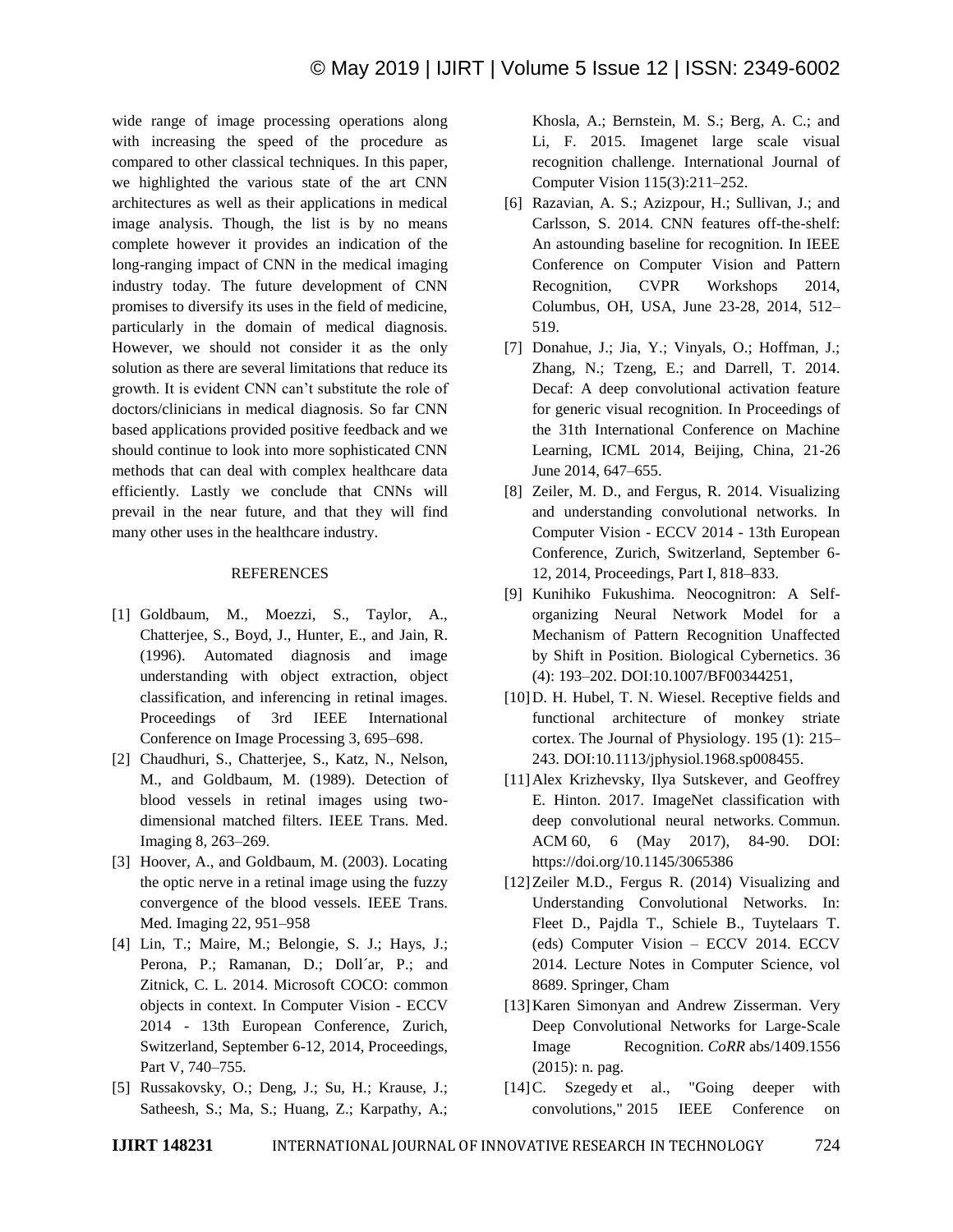wide range of image processing operations along with increasing the speed of the procedure as compared to other classical techniques. In this paper, we highlighted the various state of the art CNN architectures as well as their applications in medical image analysis. Though, the list is by no means complete however it provides an indication of the long-ranging impact of CNN in the medical imaging industry today. The future development of CNN promises to diversify its uses in the field of medicine, particularly in the domain of medical diagnosis. However, we should not consider it as the only solution as there are several limitations that reduce its growth. It is evident CNN can't substitute the role of doctors/clinicians in medical diagnosis. So far CNN based applications provided positive feedback and we should continue to look into more sophisticated CNN methods that can deal with complex healthcare data efficiently. Lastly we conclude that CNNs will prevail in the near future, and that they will find many other uses in the healthcare industry.

## REFERENCES

[1] Goldbaum, M., Moezzi, S., Taylor, A., Chatterjee, S., Boyd, J., Hunter, E., and Jain, R. (1996). Automated diagnosis and image understanding with object extraction, object classification, and inferencing in retinal images. Proceedings of 3rd IEEE International Conference on Image Processing 3, 695–698.

[2] Chaudhuri, S., Chatterjee, S., Katz, N., Nelson, M., and Goldbaum, M. (1989). Detection of blood vessels in retinal images using two-dimensional matched filters. IEEE Trans. Med. Imaging 8, 263–269.

[3] Hoover, A., and Goldbaum, M. (2003). Locating the optic nerve in a retinal image using the fuzzy convergence of the blood vessels. IEEE Trans. Med. Imaging 22, 951–958

[4] Lin, T.; Maire, M.; Belongie, S. J.; Hays, J.; Perona, P.; Ramanan, D.; Doll´ar, P.; and Zitnick, C. L. 2014. Microsoft COCO: common objects in context. In Computer Vision - ECCV 2014 - 13th European Conference, Zurich, Switzerland, September 6-12, 2014, Proceedings, Part V, 740–755.

[5] Russakovsky, O.; Deng, J.; Su, H.; Krause, J.; Satheesh, S.; Ma, S.; Huang, Z.; Karpathy, A.; Khosla, A.; Bernstein, M. S.; Berg, A. C.; and Li, F. 2015. Imagenet large scale visual recognition challenge. International Journal of Computer Vision 115(3):211–252.

[6] Razavian, A. S.; Azizpour, H.; Sullivan, J.; and Carlsson, S. 2014. CNN features off-the-shelf: An astounding baseline for recognition. In IEEE Conference on Computer Vision and Pattern Recognition, CVPR Workshops 2014, Columbus, OH, USA, June 23-28, 2014, 512–519.

[7] Donahue, J.; Jia, Y.; Vinyals, O.; Hoffman, J.; Zhang, N.; Tzeng, E.; and Darrell, T. 2014. Decaf: A deep convolutional activation feature for generic visual recognition. In Proceedings of the 31th International Conference on Machine Learning, ICML 2014, Beijing, China, 21-26 June 2014, 647–655.

[8] Zeiler, M. D., and Fergus, R. 2014. Visualizing and understanding convolutional networks. In Computer Vision - ECCV 2014 - 13th European Conference, Zurich, Switzerland, September 6-12, 2014, Proceedings, Part I, 818–833.

[9] Kunihiko Fukushima. Neocognitron: A Self-organizing Neural Network Model for a Mechanism of Pattern Recognition Unaffected by Shift in Position. Biological Cybernetics. 36 (4): 193–202. DOI:10.1007/BF00344251,

[10] D. H. Hubel, T. N. Wiesel. Receptive fields and functional architecture of monkey striate cortex. The Journal of Physiology. 195 (1): 215–243. DOI:10.1113/jphysiol.1968.sp008455.

[11] Alex Krizhevsky, Ilya Sutskever, and Geoffrey E. Hinton. 2017. ImageNet classification with deep convolutional neural networks. Commun. ACM 60, 6 (May 2017), 84-90. DOI: https://doi.org/10.1145/3065386

[12] Zeiler M.D., Fergus R. (2014) Visualizing and Understanding Convolutional Networks. In: Fleet D., Pajdla T., Schiele B., Tuytelaars T. (eds) Computer Vision – ECCV 2014. ECCV 2014. Lecture Notes in Computer Science, vol 8689. Springer, Cham

[13] Karen Simonyan and Andrew Zisserman. Very Deep Convolutional Networks for Large-Scale Image Recognition. *CoRR* abs/1409.1556 (2015): n. pag.

[14] C. Szegedy et al., "Going deeper with convolutions," 2015 IEEE Conference on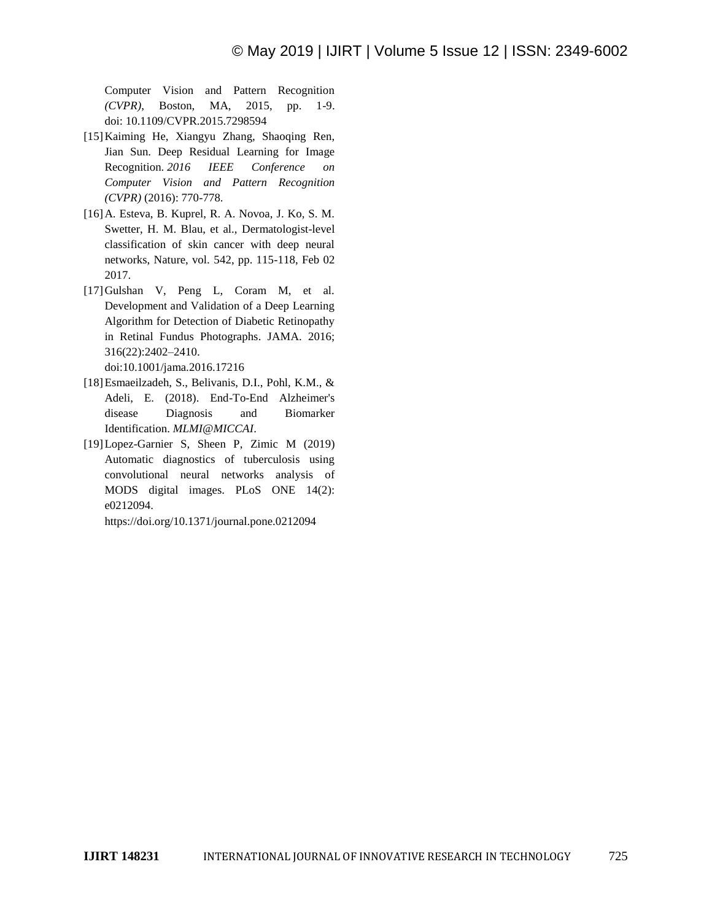Computer Vision and Pattern Recognition *(CVPR)*, Boston, MA, 2015, pp. 1-9. doi: 10.1109/CVPR.2015.7298594

[15] Kaiming He, Xiangyu Zhang, Shaoqing Ren, Jian Sun. Deep Residual Learning for Image Recognition. *2016 IEEE Conference on Computer Vision and Pattern Recognition (CVPR)* (2016): 770-778.

[16] A. Esteva, B. Kuprel, R. A. Novoa, J. Ko, S. M. Swetter, H. M. Blau, et al., Dermatologist-level classification of skin cancer with deep neural networks, Nature, vol. 542, pp. 115-118, Feb 02 2017.

[17] Gulshan V, Peng L, Coram M, et al. Development and Validation of a Deep Learning Algorithm for Detection of Diabetic Retinopathy in Retinal Fundus Photographs. JAMA. 2016; 316(22):2402–2410. doi:10.1001/jama.2016.17216

[18] Esmaeilzadeh, S., Belivanis, D.I., Pohl, K.M., & Adeli, E. (2018). End-To-End Alzheimer's disease Diagnosis and Biomarker Identification. *MLMI@MICCAI*.

[19] Lopez-Garnier S, Sheen P, Zimic M (2019) Automatic diagnostics of tuberculosis using convolutional neural networks analysis of MODS digital images. PLoS ONE 14(2): e0212094. https://doi.org/10.1371/journal.pone.0212094